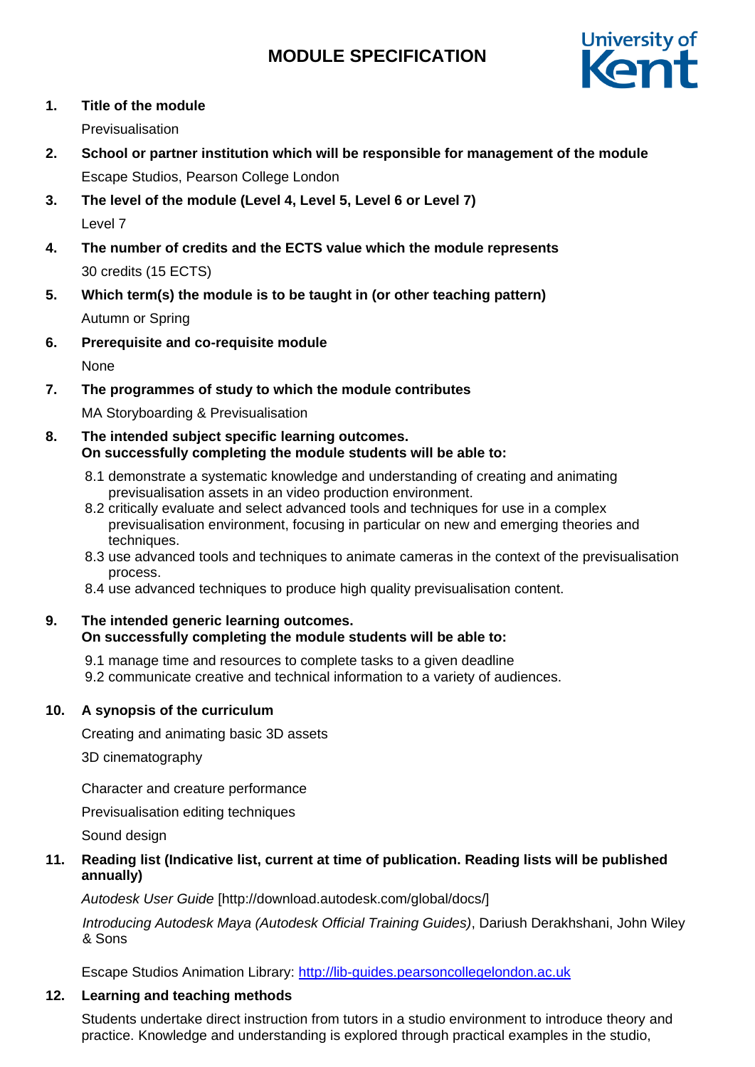# MODULE SPECIFICATION

1. **Title of the module**

   Previsualisation

2. **School or partner institution which will be responsible for management of the module**

   Escape Studios, Pearson College London

3. **The level of the module (Level 4, Level 5, Level 6 or Level 7)**

   Level 7

4. **The number of credits and the ECTS value which the module represents**

   30 credits (15 ECTS)

5. **Which term(s) the module is to be taught in (or other teaching pattern)**

   Autumn or Spring

6. **Prerequisite and co-requisite module**

   None

7. **The programmes of study to which the module contributes**

   MA Storyboarding & Previsualisation

8. **The intended subject specific learning outcomes. On successfully completing the module students will be able to:**

   8.1 demonstrate a systematic knowledge and understanding of creating and animating previsualisation assets in an video production environment.
   8.2 critically evaluate and select advanced tools and techniques for use in a complex previsualisation environment, focusing in particular on new and emerging theories and techniques.
   8.3 use advanced tools and techniques to animate cameras in the context of the previsualisation process.
   8.4 use advanced techniques to produce high quality previsualisation content.

9. **The intended generic learning outcomes. On successfully completing the module students will be able to:**

   9.1 manage time and resources to complete tasks to a given deadline
   9.2 communicate creative and technical information to a variety of audiences.

10. **A synopsis of the curriculum**

    Creating and animating basic 3D assets

    3D cinematography

    Character and creature performance

    Previsualisation editing techniques

    Sound design

11. **Reading list (Indicative list, current at time of publication. Reading lists will be published annually)**

    *Autodesk User Guide* [http://download.autodesk.com/global/docs/]

    *Introducing Autodesk Maya (Autodesk Official Training Guides)*, Dariush Derakhshani, John Wiley & Sons

    Escape Studios Animation Library: http://lib-guides.pearsoncollegelondon.ac.uk

12. **Learning and teaching methods**

    Students undertake direct instruction from tutors in a studio environment to introduce theory and practice. Knowledge and understanding is explored through practical examples in the studio,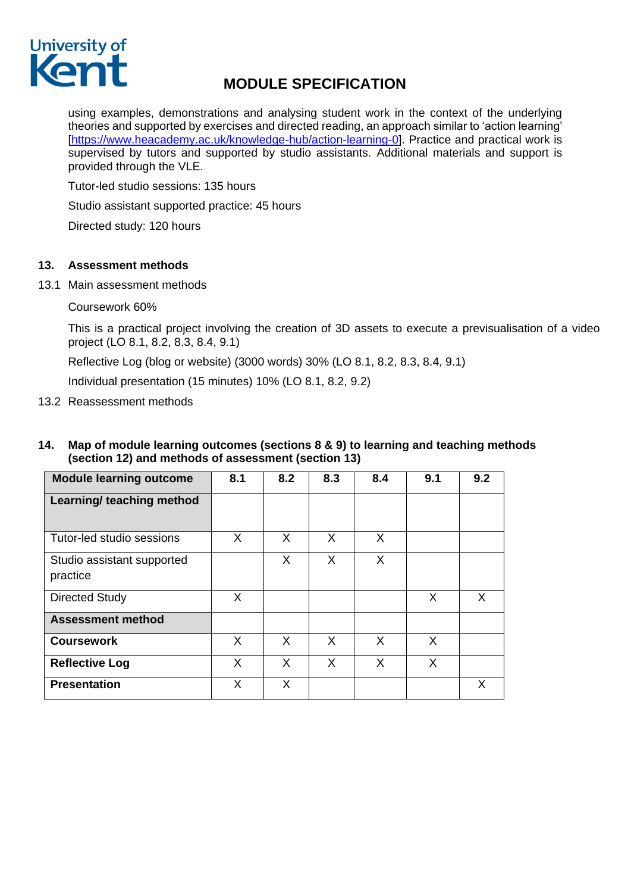using examples, demonstrations and analysing student work in the context of the underlying theories and supported by exercises and directed reading, an approach similar to 'action learning' [https://www.heacademy.ac.uk/knowledge-hub/action-learning-0]. Practice and practical work is supervised by tutors and supported by studio assistants. Additional materials and support is provided through the VLE.

Tutor-led studio sessions: 135 hours

Studio assistant supported practice: 45 hours

Directed study: 120 hours

## 13. Assessment methods

13.1 Main assessment methods

Coursework 60%

This is a practical project involving the creation of 3D assets to execute a previsualisation of a video project (LO 8.1, 8.2, 8.3, 8.4, 9.1)

Reflective Log (blog or website) (3000 words) 30% (LO 8.1, 8.2, 8.3, 8.4, 9.1)

Individual presentation (15 minutes) 10% (LO 8.1, 8.2, 9.2)

13.2 Reassessment methods

## 14. Map of module learning outcomes (sections 8 & 9) to learning and teaching methods (section 12) and methods of assessment (section 13)

| Module learning outcome | 8.1 | 8.2 | 8.3 | 8.4 | 9.1 | 9.2 |
|---|---|---|---|---|---|---|
| **Learning/ teaching method** | | | | | | |
| Tutor-led studio sessions | X | X | X | X | | |
| Studio assistant supported practice | | X | X | X | | |
| Directed Study | X | | | | X | X |
| **Assessment method** | | | | | | |
| **Coursework** | X | X | X | X | X | |
| **Reflective Log** | X | X | X | X | X | |
| **Presentation** | X | X | | | | X |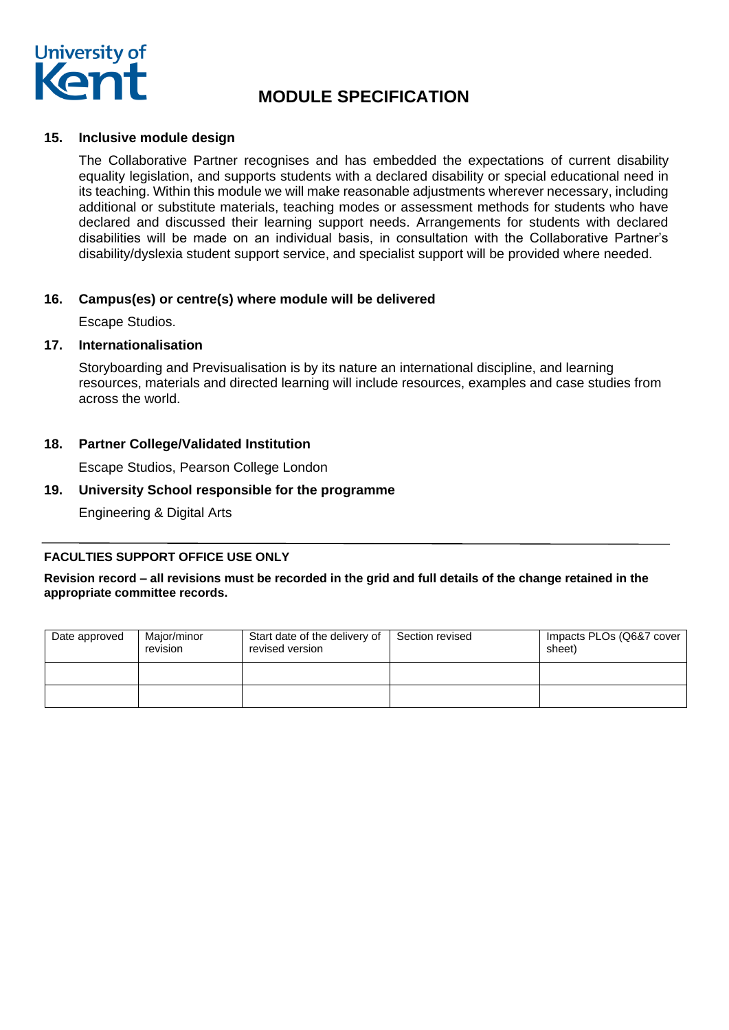# MODULE SPECIFICATION

**15. Inclusive module design**

The Collaborative Partner recognises and has embedded the expectations of current disability equality legislation, and supports students with a declared disability or special educational need in its teaching. Within this module we will make reasonable adjustments wherever necessary, including additional or substitute materials, teaching modes or assessment methods for students who have declared and discussed their learning support needs. Arrangements for students with declared disabilities will be made on an individual basis, in consultation with the Collaborative Partner's disability/dyslexia student support service, and specialist support will be provided where needed.

**16. Campus(es) or centre(s) where module will be delivered**

Escape Studios.

**17. Internationalisation**

Storyboarding and Previsualisation is by its nature an international discipline, and learning resources, materials and directed learning will include resources, examples and case studies from across the world.

**18. Partner College/Validated Institution**

Escape Studios, Pearson College London

**19. University School responsible for the programme**

Engineering & Digital Arts

---

**FACULTIES SUPPORT OFFICE USE ONLY**

**Revision record – all revisions must be recorded in the grid and full details of the change retained in the appropriate committee records.**

| Date approved | Major/minor revision | Start date of the delivery of revised version | Section revised | Impacts PLOs (Q6&7 cover sheet) |
|---|---|---|---|---|
| | | | | |
| | | | | |